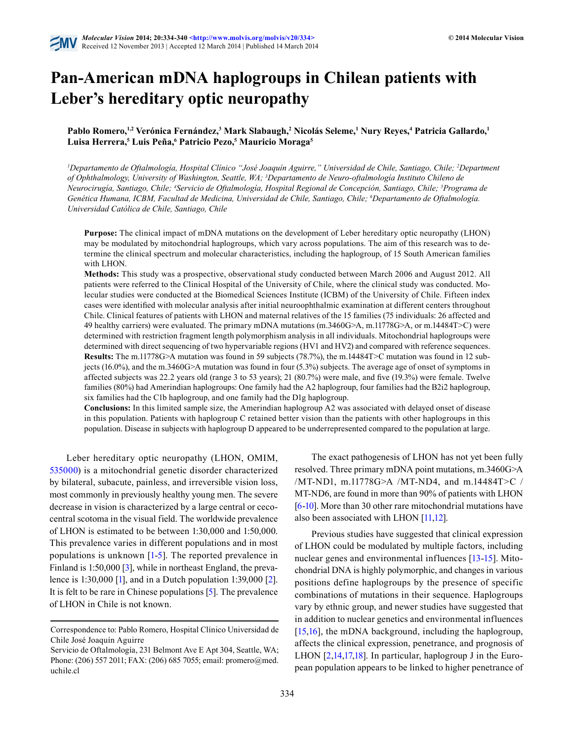# Pan-American mDNA haplogroups in Chilean patients with Leber's hereditary optic neuropathy

**Pablo Romero,[1,2] Verónica Fernández,[3] Mark Slabaugh,[2] Nicolás Seleme,[1] Nury Reyes,[4] Patricia Gallardo,[1] Luisa Herrera,[5] Luis Peña,[6] Patricio Pezo,[5] Mauricio Moraga[5]**

*[1]Departamento de Oftalmología, Hospital Clínico "José Joaquín Aguirre," Universidad de Chile, Santiago, Chile; [2]Department of Ophthalmology, University of Washington, Seattle, WA; [3]Departamento de Neuro-oftalmología Instituto Chileno de Neurocirugía, Santiago, Chile; [4]Servicio de Oftalmología, Hospital Regional de Concepción, Santiago, Chile; [5]Programa de Genética Humana, ICBM, Facultad de Medicina, Universidad de Chile, Santiago, Chile; [6]Departamento de Oftalmología. Universidad Católica de Chile, Santiago, Chile*

**Purpose:** The clinical impact of mDNA mutations on the development of Leber hereditary optic neuropathy (LHON) may be modulated by mitochondrial haplogroups, which vary across populations. The aim of this research was to determine the clinical spectrum and molecular characteristics, including the haplogroup, of 15 South American families with LHON.

**Methods:** This study was a prospective, observational study conducted between March 2006 and August 2012. All patients were referred to the Clinical Hospital of the University of Chile, where the clinical study was conducted. Molecular studies were conducted at the Biomedical Sciences Institute (ICBM) of the University of Chile. Fifteen index cases were identified with molecular analysis after initial neuroophthalmic examination at different centers throughout Chile. Clinical features of patients with LHON and maternal relatives of the 15 families (75 individuals: 26 affected and 49 healthy carriers) were evaluated. The primary mDNA mutations (m.3460G>A, m.11778G>A, or m.14484T>C) were determined with restriction fragment length polymorphism analysis in all individuals. Mitochondrial haplogroups were determined with direct sequencing of two hypervariable regions (HV1 and HV2) and compared with reference sequences.

**Results:** The m.11778G>A mutation was found in 59 subjects (78.7%), the m.14484T>C mutation was found in 12 subjects (16.0%), and the m.3460G>A mutation was found in four (5.3%) subjects. The average age of onset of symptoms in affected subjects was 22.2 years old (range 3 to 53 years); 21 (80.7%) were male, and five (19.3%) were female. Twelve families (80%) had Amerindian haplogroups: One family had the A2 haplogroup, four families had the B2i2 haplogroup, six families had the C1b haplogroup, and one family had the D1g haplogroup.

**Conclusions:** In this limited sample size, the Amerindian haplogroup A2 was associated with delayed onset of disease in this population. Patients with haplogroup C retained better vision than the patients with other haplogroups in this population. Disease in subjects with haplogroup D appeared to be underrepresented compared to the population at large.

Leber hereditary optic neuropathy (LHON, OMIM, 535000) is a mitochondrial genetic disorder characterized by bilateral, subacute, painless, and irreversible vision loss, most commonly in previously healthy young men. The severe decrease in vision is characterized by a large central or cecocentral scotoma in the visual field. The worldwide prevalence of LHON is estimated to be between 1:30,000 and 1:50,000. This prevalence varies in different populations and in most populations is unknown [1-5]. The reported prevalence in Finland is 1:50,000 [3], while in northeast England, the prevalence is 1:30,000 [1], and in a Dutch population 1:39,000 [2]. It is felt to be rare in Chinese populations [5]. The prevalence of LHON in Chile is not known.

Correspondence to: Pablo Romero, Hospital Clínico Universidad de Chile José Joaquín Aguirre
Servicio de Oftalmología, 231 Belmont Ave E Apt 304, Seattle, WA; Phone: (206) 557 2011; FAX: (206) 685 7055; email: promero@med.uchile.cl

The exact pathogenesis of LHON has not yet been fully resolved. Three primary mDNA point mutations, m.3460G>A /MT-ND1, m.11778G>A /MT-ND4, and m.14484T>C / MT-ND6, are found in more than 90% of patients with LHON [6-10]. More than 30 other rare mitochondrial mutations have also been associated with LHON [11,12].

Previous studies have suggested that clinical expression of LHON could be modulated by multiple factors, including nuclear genes and environmental influences [13-15]. Mitochondrial DNA is highly polymorphic, and changes in various positions define haplogroups by the presence of specific combinations of mutations in their sequence. Haplogroups vary by ethnic group, and newer studies have suggested that in addition to nuclear genetics and environmental influences [15,16], the mDNA background, including the haplogroup, affects the clinical expression, penetrance, and prognosis of LHON [2,14,17,18]. In particular, haplogroup J in the European population appears to be linked to higher penetrance of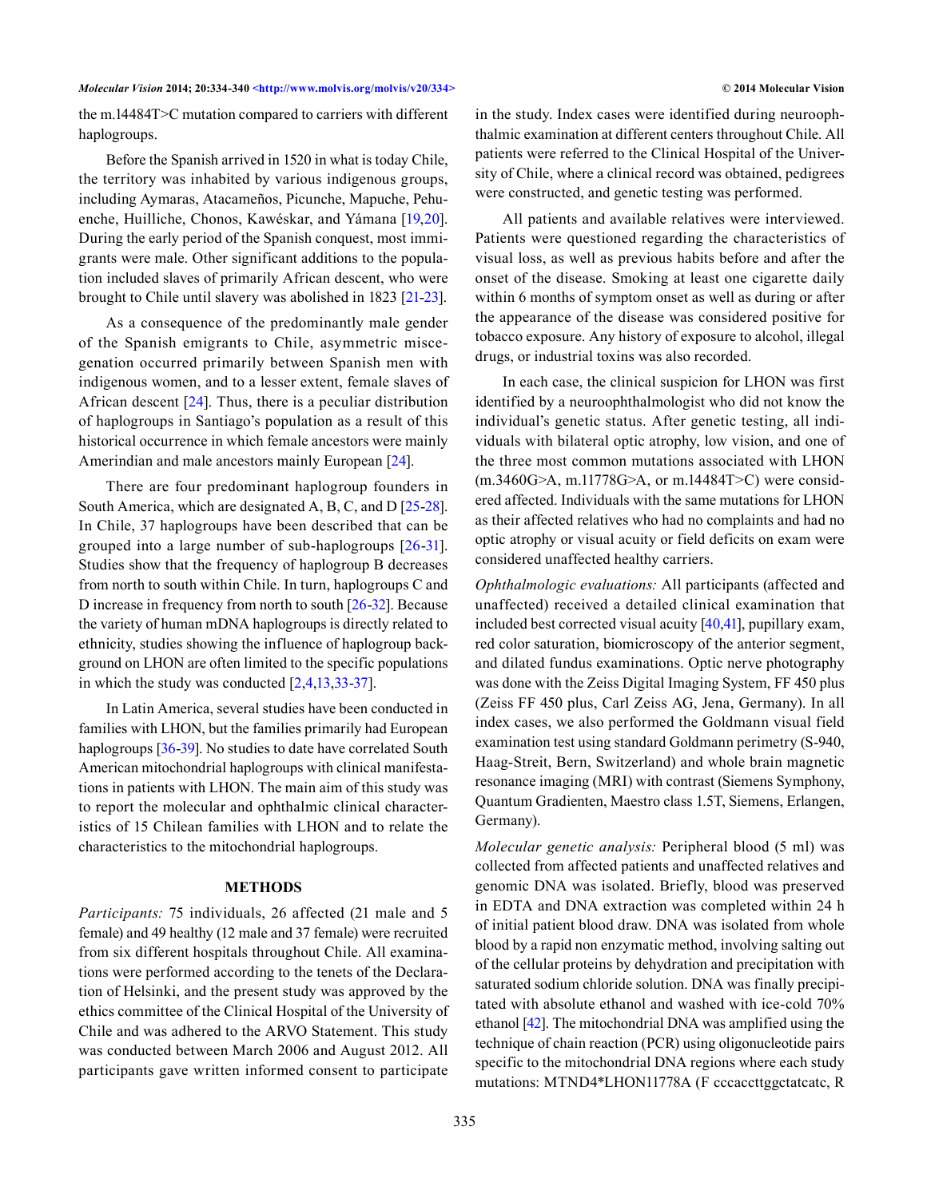the m.14484T>C mutation compared to carriers with different haplogroups.

Before the Spanish arrived in 1520 in what is today Chile, the territory was inhabited by various indigenous groups, including Aymaras, Atacameños, Picunche, Mapuche, Pehuenche, Huilliche, Chonos, Kawéskar, and Yámana [19,20]. During the early period of the Spanish conquest, most immigrants were male. Other significant additions to the population included slaves of primarily African descent, who were brought to Chile until slavery was abolished in 1823 [21-23].

As a consequence of the predominantly male gender of the Spanish emigrants to Chile, asymmetric miscegenation occurred primarily between Spanish men with indigenous women, and to a lesser extent, female slaves of African descent [24]. Thus, there is a peculiar distribution of haplogroups in Santiago's population as a result of this historical occurrence in which female ancestors were mainly Amerindian and male ancestors mainly European [24].

There are four predominant haplogroup founders in South America, which are designated A, B, C, and D [25-28]. In Chile, 37 haplogroups have been described that can be grouped into a large number of sub-haplogroups [26-31]. Studies show that the frequency of haplogroup B decreases from north to south within Chile. In turn, haplogroups C and D increase in frequency from north to south [26-32]. Because the variety of human mDNA haplogroups is directly related to ethnicity, studies showing the influence of haplogroup background on LHON are often limited to the specific populations in which the study was conducted [2,4,13,33-37].

In Latin America, several studies have been conducted in families with LHON, but the families primarily had European haplogroups [36-39]. No studies to date have correlated South American mitochondrial haplogroups with clinical manifestations in patients with LHON. The main aim of this study was to report the molecular and ophthalmic clinical characteristics of 15 Chilean families with LHON and to relate the characteristics to the mitochondrial haplogroups.

## METHODS

*Participants:* 75 individuals, 26 affected (21 male and 5 female) and 49 healthy (12 male and 37 female) were recruited from six different hospitals throughout Chile. All examinations were performed according to the tenets of the Declaration of Helsinki, and the present study was approved by the ethics committee of the Clinical Hospital of the University of Chile and was adhered to the ARVO Statement. This study was conducted between March 2006 and August 2012. All participants gave written informed consent to participate in the study. Index cases were identified during neuroophthalmic examination at different centers throughout Chile. All patients were referred to the Clinical Hospital of the University of Chile, where a clinical record was obtained, pedigrees were constructed, and genetic testing was performed.

All patients and available relatives were interviewed. Patients were questioned regarding the characteristics of visual loss, as well as previous habits before and after the onset of the disease. Smoking at least one cigarette daily within 6 months of symptom onset as well as during or after the appearance of the disease was considered positive for tobacco exposure. Any history of exposure to alcohol, illegal drugs, or industrial toxins was also recorded.

In each case, the clinical suspicion for LHON was first identified by a neuroophthalmologist who did not know the individual's genetic status. After genetic testing, all individuals with bilateral optic atrophy, low vision, and one of the three most common mutations associated with LHON (m.3460G>A, m.11778G>A, or m.14484T>C) were considered affected. Individuals with the same mutations for LHON as their affected relatives who had no complaints and had no optic atrophy or visual acuity or field deficits on exam were considered unaffected healthy carriers.

*Ophthalmologic evaluations:* All participants (affected and unaffected) received a detailed clinical examination that included best corrected visual acuity [40,41], pupillary exam, red color saturation, biomicroscopy of the anterior segment, and dilated fundus examinations. Optic nerve photography was done with the Zeiss Digital Imaging System, FF 450 plus (Zeiss FF 450 plus, Carl Zeiss AG, Jena, Germany). In all index cases, we also performed the Goldmann visual field examination test using standard Goldmann perimetry (S-940, Haag-Streit, Bern, Switzerland) and whole brain magnetic resonance imaging (MRI) with contrast (Siemens Symphony, Quantum Gradienten, Maestro class 1.5T, Siemens, Erlangen, Germany).

*Molecular genetic analysis:* Peripheral blood (5 ml) was collected from affected patients and unaffected relatives and genomic DNA was isolated. Briefly, blood was preserved in EDTA and DNA extraction was completed within 24 h of initial patient blood draw. DNA was isolated from whole blood by a rapid non enzymatic method, involving salting out of the cellular proteins by dehydration and precipitation with saturated sodium chloride solution. DNA was finally precipitated with absolute ethanol and washed with ice-cold 70% ethanol [42]. The mitochondrial DNA was amplified using the technique of chain reaction (PCR) using oligonucleotide pairs specific to the mitochondrial DNA regions where each study mutations: MTND4*LHON11778A (F cccaccttggctatcatc, R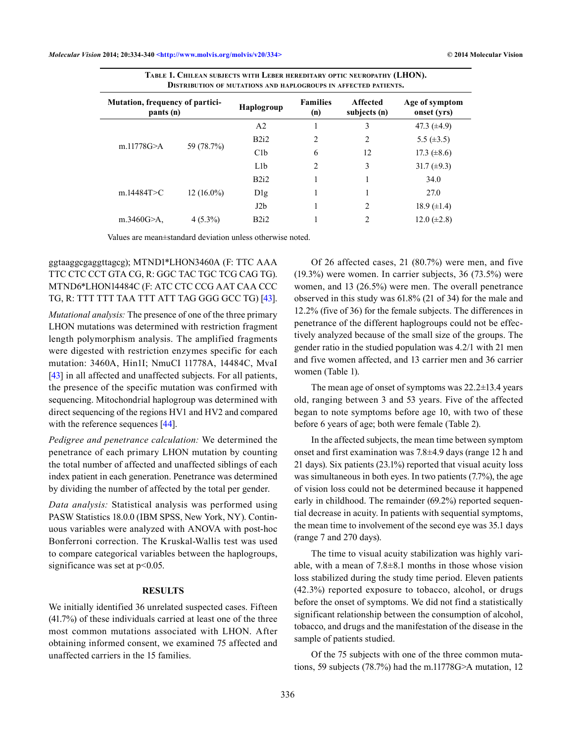**Table 1. Chilean subjects with Leber hereditary optic neuropathy (LHON). Distribution of mutations and haplogroups in affected patients.**

| Mutation, frequency of participants (n) | | Haplogroup | Families (n) | Affected subjects (n) | Age of symptom onset (yrs) |
|---|---|---|---|---|---|
| m.11778G>A | 59 (78.7%) | A2 | 1 | 3 | 47.3 (±4.9) |
| | | B2i2 | 2 | 2 | 5.5 (±3.5) |
| | | C1b | 6 | 12 | 17.3 (±8.6) |
| | | L1b | 2 | 3 | 31.7 (±9.3) |
| m.14484T>C | 12 (16.0%) | B2i2 | 1 | 1 | 34.0 |
| | | D1g | 1 | 1 | 27.0 |
| | | J2b | 1 | 2 | 18.9 (±1.4) |
| m.3460G>A, | 4 (5.3%) | B2i2 | 1 | 2 | 12.0 (±2.8) |

Values are mean±standard deviation unless otherwise noted.

ggtaaggcgaggttagcg); MTND1*LHON3460A (F: TTC AAA TTC CTC CCT GTA CG, R: GGC TAC TGC TCG CAG TG). MTND6*LHON14484C (F: ATC CTC CCG AAT CAA CCC TG, R: TTT TTT TAA TTT ATT TAG GGG GCC TG) [43].

*Mutational analysis:* The presence of one of the three primary LHON mutations was determined with restriction fragment length polymorphism analysis. The amplified fragments were digested with restriction enzymes specific for each mutation: 3460A, Hin1I; NmuCI 11778A, 14484C, MvaI [43] in all affected and unaffected subjects. For all patients, the presence of the specific mutation was confirmed with sequencing. Mitochondrial haplogroup was determined with direct sequencing of the regions HV1 and HV2 and compared with the reference sequences [44].

*Pedigree and penetrance calculation:* We determined the penetrance of each primary LHON mutation by counting the total number of affected and unaffected siblings of each index patient in each generation. Penetrance was determined by dividing the number of affected by the total per gender.

*Data analysis:* Statistical analysis was performed using PASW Statistics 18.0.0 (IBM SPSS, New York, NY). Continuous variables were analyzed with ANOVA with post-hoc Bonferroni correction. The Kruskal-Wallis test was used to compare categorical variables between the haplogroups, significance was set at $p<0.05$.

## RESULTS

We initially identified 36 unrelated suspected cases. Fifteen (41.7%) of these individuals carried at least one of the three most common mutations associated with LHON. After obtaining informed consent, we examined 75 affected and unaffected carriers in the 15 families.

Of 26 affected cases, 21 (80.7%) were men, and five (19.3%) were women. In carrier subjects, 36 (73.5%) were women, and 13 (26.5%) were men. The overall penetrance observed in this study was 61.8% (21 of 34) for the male and 12.2% (five of 36) for the female subjects. The differences in penetrance of the different haplogroups could not be effectively analyzed because of the small size of the groups. The gender ratio in the studied population was 4.2/1 with 21 men and five women affected, and 13 carrier men and 36 carrier women (Table 1).

The mean age of onset of symptoms was 22.2±13.4 years old, ranging between 3 and 53 years. Five of the affected began to note symptoms before age 10, with two of these before 6 years of age; both were female (Table 2).

In the affected subjects, the mean time between symptom onset and first examination was 7.8±4.9 days (range 12 h and 21 days). Six patients (23.1%) reported that visual acuity loss was simultaneous in both eyes. In two patients (7.7%), the age of vision loss could not be determined because it happened early in childhood. The remainder (69.2%) reported sequential decrease in acuity. In patients with sequential symptoms, the mean time to involvement of the second eye was 35.1 days (range 7 and 270 days).

The time to visual acuity stabilization was highly variable, with a mean of 7.8±8.1 months in those whose vision loss stabilized during the study time period. Eleven patients (42.3%) reported exposure to tobacco, alcohol, or drugs before the onset of symptoms. We did not find a statistically significant relationship between the consumption of alcohol, tobacco, and drugs and the manifestation of the disease in the sample of patients studied.

Of the 75 subjects with one of the three common mutations, 59 subjects (78.7%) had the m.11778G>A mutation, 12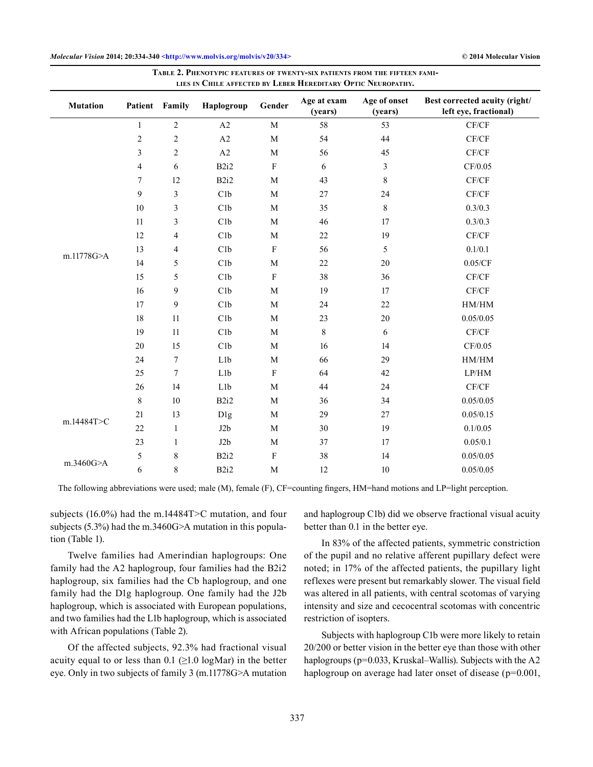**Table 2. Phenotypic features of twenty-six patients from the fifteen families in Chile affected by Leber Hereditary Optic Neuropathy.**

| Mutation | Patient | Family | Haplogroup | Gender | Age at exam (years) | Age of onset (years) | Best corrected acuity (right/left eye, fractional) |
|---|---|---|---|---|---|---|---|
| m.11778G>A | 1 | 2 | A2 | M | 58 | 53 | CF/CF |
| | 2 | 2 | A2 | M | 54 | 44 | CF/CF |
| | 3 | 2 | A2 | M | 56 | 45 | CF/CF |
| | 4 | 6 | B2i2 | F | 6 | 3 | CF/0.05 |
| | 7 | 12 | B2i2 | M | 43 | 8 | CF/CF |
| | 9 | 3 | C1b | M | 27 | 24 | CF/CF |
| | 10 | 3 | C1b | M | 35 | 8 | 0.3/0.3 |
| | 11 | 3 | C1b | M | 46 | 17 | 0.3/0.3 |
| | 12 | 4 | C1b | M | 22 | 19 | CF/CF |
| | 13 | 4 | C1b | F | 56 | 5 | 0.1/0.1 |
| | 14 | 5 | C1b | M | 22 | 20 | 0.05/CF |
| | 15 | 5 | C1b | F | 38 | 36 | CF/CF |
| | 16 | 9 | C1b | M | 19 | 17 | CF/CF |
| | 17 | 9 | C1b | M | 24 | 22 | HM/HM |
| | 18 | 11 | C1b | M | 23 | 20 | 0.05/0.05 |
| | 19 | 11 | C1b | M | 8 | 6 | CF/CF |
| | 20 | 15 | C1b | M | 16 | 14 | CF/0.05 |
| | 24 | 7 | L1b | M | 66 | 29 | HM/HM |
| | 25 | 7 | L1b | F | 64 | 42 | LP/HM |
| | 26 | 14 | L1b | M | 44 | 24 | CF/CF |
| m.14484T>C | 8 | 10 | B2i2 | M | 36 | 34 | 0.05/0.05 |
| | 21 | 13 | D1g | M | 29 | 27 | 0.05/0.15 |
| | 22 | 1 | J2b | M | 30 | 19 | 0.1/0.05 |
| | 23 | 1 | J2b | M | 37 | 17 | 0.05/0.1 |
| m.3460G>A | 5 | 8 | B2i2 | F | 38 | 14 | 0.05/0.05 |
| | 6 | 8 | B2i2 | M | 12 | 10 | 0.05/0.05 |

The following abbreviations were used; male (M), female (F), CF=counting fingers, HM=hand motions and LP=light perception.

subjects (16.0%) had the m.14484T>C mutation, and four subjects (5.3%) had the m.3460G>A mutation in this population (Table 1).

Twelve families had Amerindian haplogroups: One family had the A2 haplogroup, four families had the B2i2 haplogroup, six families had the Cb haplogroup, and one family had the D1g haplogroup. One family had the J2b haplogroup, which is associated with European populations, and two families had the L1b haplogroup, which is associated with African populations (Table 2).

Of the affected subjects, 92.3% had fractional visual acuity equal to or less than 0.1 (≥1.0 logMar) in the better eye. Only in two subjects of family 3 (m.11778G>A mutation and haplogroup C1b) did we observe fractional visual acuity better than 0.1 in the better eye.

In 83% of the affected patients, symmetric constriction of the pupil and no relative afferent pupillary defect were noted; in 17% of the affected patients, the pupillary light reflexes were present but remarkably slower. The visual field was altered in all patients, with central scotomas of varying intensity and size and cecocentral scotomas with concentric restriction of isopters.

Subjects with haplogroup C1b were more likely to retain 20/200 or better vision in the better eye than those with other haplogroups ($p=0.033$, Kruskal–Wallis). Subjects with the A2 haplogroup on average had later onset of disease ($p=0.001$,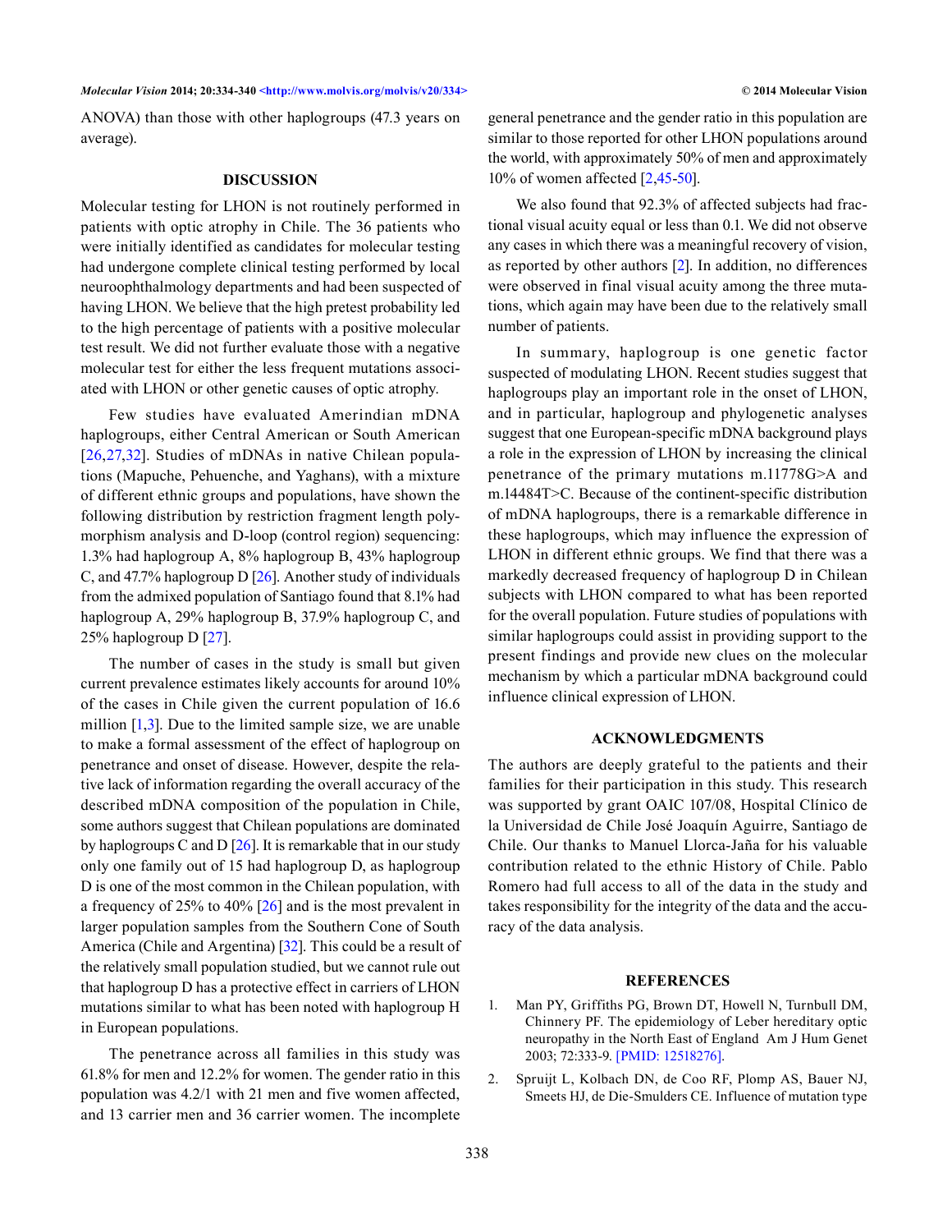ANOVA) than those with other haplogroups (47.3 years on average).

## DISCUSSION

Molecular testing for LHON is not routinely performed in patients with optic atrophy in Chile. The 36 patients who were initially identified as candidates for molecular testing had undergone complete clinical testing performed by local neuroophthalmology departments and had been suspected of having LHON. We believe that the high pretest probability led to the high percentage of patients with a positive molecular test result. We did not further evaluate those with a negative molecular test for either the less frequent mutations associated with LHON or other genetic causes of optic atrophy.

Few studies have evaluated Amerindian mDNA haplogroups, either Central American or South American [26,27,32]. Studies of mDNAs in native Chilean populations (Mapuche, Pehuenche, and Yaghans), with a mixture of different ethnic groups and populations, have shown the following distribution by restriction fragment length polymorphism analysis and D-loop (control region) sequencing: 1.3% had haplogroup A, 8% haplogroup B, 43% haplogroup C, and 47.7% haplogroup D [26]. Another study of individuals from the admixed population of Santiago found that 8.1% had haplogroup A, 29% haplogroup B, 37.9% haplogroup C, and 25% haplogroup D [27].

The number of cases in the study is small but given current prevalence estimates likely accounts for around 10% of the cases in Chile given the current population of 16.6 million [1,3]. Due to the limited sample size, we are unable to make a formal assessment of the effect of haplogroup on penetrance and onset of disease. However, despite the relative lack of information regarding the overall accuracy of the described mDNA composition of the population in Chile, some authors suggest that Chilean populations are dominated by haplogroups C and D [26]. It is remarkable that in our study only one family out of 15 had haplogroup D, as haplogroup D is one of the most common in the Chilean population, with a frequency of 25% to 40% [26] and is the most prevalent in larger population samples from the Southern Cone of South America (Chile and Argentina) [32]. This could be a result of the relatively small population studied, but we cannot rule out that haplogroup D has a protective effect in carriers of LHON mutations similar to what has been noted with haplogroup H in European populations.

The penetrance across all families in this study was 61.8% for men and 12.2% for women. The gender ratio in this population was 4.2/1 with 21 men and five women affected, and 13 carrier men and 36 carrier women. The incomplete general penetrance and the gender ratio in this population are similar to those reported for other LHON populations around the world, with approximately 50% of men and approximately 10% of women affected [2,45-50].

We also found that 92.3% of affected subjects had fractional visual acuity equal or less than 0.1. We did not observe any cases in which there was a meaningful recovery of vision, as reported by other authors [2]. In addition, no differences were observed in final visual acuity among the three mutations, which again may have been due to the relatively small number of patients.

In summary, haplogroup is one genetic factor suspected of modulating LHON. Recent studies suggest that haplogroups play an important role in the onset of LHON, and in particular, haplogroup and phylogenetic analyses suggest that one European-specific mDNA background plays a role in the expression of LHON by increasing the clinical penetrance of the primary mutations m.11778G>A and m.14484T>C. Because of the continent-specific distribution of mDNA haplogroups, there is a remarkable difference in these haplogroups, which may influence the expression of LHON in different ethnic groups. We find that there was a markedly decreased frequency of haplogroup D in Chilean subjects with LHON compared to what has been reported for the overall population. Future studies of populations with similar haplogroups could assist in providing support to the present findings and provide new clues on the molecular mechanism by which a particular mDNA background could influence clinical expression of LHON.

## ACKNOWLEDGMENTS

The authors are deeply grateful to the patients and their families for their participation in this study. This research was supported by grant OAIC 107/08, Hospital Clínico de la Universidad de Chile José Joaquín Aguirre, Santiago de Chile. Our thanks to Manuel Llorca-Jaña for his valuable contribution related to the ethnic History of Chile. Pablo Romero had full access to all of the data in the study and takes responsibility for the integrity of the data and the accuracy of the data analysis.

## REFERENCES

1. Man PY, Griffiths PG, Brown DT, Howell N, Turnbull DM, Chinnery PF. The epidemiology of Leber hereditary optic neuropathy in the North East of England Am J Hum Genet 2003; 72:333-9. [PMID: 12518276].
2. Spruijt L, Kolbach DN, de Coo RF, Plomp AS, Bauer NJ, Smeets HJ, de Die-Smulders CE. Influence of mutation type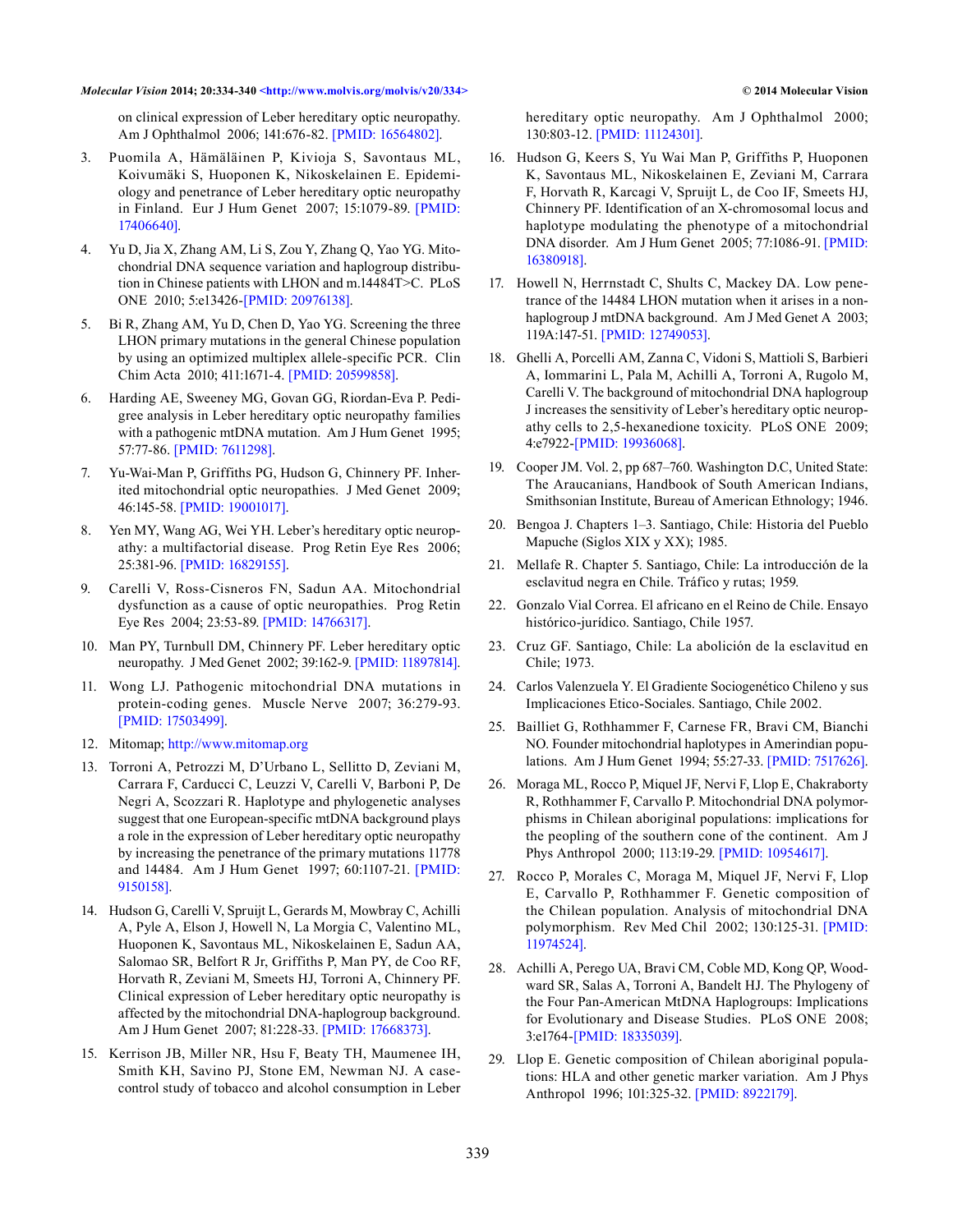on clinical expression of Leber hereditary optic neuropathy. Am J Ophthalmol 2006; 141:676-82. [PMID: 16564802].

3. Puomila A, Hämäläinen P, Kivioja S, Savontaus ML, Koivumäki S, Huoponen K, Nikoskelainen E. Epidemiology and penetrance of Leber hereditary optic neuropathy in Finland. Eur J Hum Genet 2007; 15:1079-89. [PMID: 17406640].

4. Yu D, Jia X, Zhang AM, Li S, Zou Y, Zhang Q, Yao YG. Mitochondrial DNA sequence variation and haplogroup distribution in Chinese patients with LHON and m.14484T>C. PLoS ONE 2010; 5:e13426-[PMID: 20976138].

5. Bi R, Zhang AM, Yu D, Chen D, Yao YG. Screening the three LHON primary mutations in the general Chinese population by using an optimized multiplex allele-specific PCR. Clin Chim Acta 2010; 411:1671-4. [PMID: 20599858].

6. Harding AE, Sweeney MG, Govan GG, Riordan-Eva P. Pedigree analysis in Leber hereditary optic neuropathy families with a pathogenic mtDNA mutation. Am J Hum Genet 1995; 57:77-86. [PMID: 7611298].

7. Yu-Wai-Man P, Griffiths PG, Hudson G, Chinnery PF. Inherited mitochondrial optic neuropathies. J Med Genet 2009; 46:145-58. [PMID: 19001017].

8. Yen MY, Wang AG, Wei YH. Leber's hereditary optic neuropathy: a multifactorial disease. Prog Retin Eye Res 2006; 25:381-96. [PMID: 16829155].

9. Carelli V, Ross-Cisneros FN, Sadun AA. Mitochondrial dysfunction as a cause of optic neuropathies. Prog Retin Eye Res 2004; 23:53-89. [PMID: 14766317].

10. Man PY, Turnbull DM, Chinnery PF. Leber hereditary optic neuropathy. J Med Genet 2002; 39:162-9. [PMID: 11897814].

11. Wong LJ. Pathogenic mitochondrial DNA mutations in protein-coding genes. Muscle Nerve 2007; 36:279-93. [PMID: 17503499].

12. Mitomap; http://www.mitomap.org

13. Torroni A, Petrozzi M, D'Urbano L, Sellitto D, Zeviani M, Carrara F, Carducci C, Leuzzi V, Carelli V, Barboni P, De Negri A, Scozzari R. Haplotype and phylogenetic analyses suggest that one European-specific mtDNA background plays a role in the expression of Leber hereditary optic neuropathy by increasing the penetrance of the primary mutations 11778 and 14484. Am J Hum Genet 1997; 60:1107-21. [PMID: 9150158].

14. Hudson G, Carelli V, Spruijt L, Gerards M, Mowbray C, Achilli A, Pyle A, Elson J, Howell N, La Morgia C, Valentino ML, Huoponen K, Savontaus ML, Nikoskelainen E, Sadun AA, Salomao SR, Belfort R Jr, Griffiths P, Man PY, de Coo RF, Horvath R, Zeviani M, Smeets HJ, Torroni A, Chinnery PF. Clinical expression of Leber hereditary optic neuropathy is affected by the mitochondrial DNA-haplogroup background. Am J Hum Genet 2007; 81:228-33. [PMID: 17668373].

15. Kerrison JB, Miller NR, Hsu F, Beaty TH, Maumenee IH, Smith KH, Savino PJ, Stone EM, Newman NJ. A case-control study of tobacco and alcohol consumption in Leber hereditary optic neuropathy. Am J Ophthalmol 2000; 130:803-12. [PMID: 11124301].

16. Hudson G, Keers S, Yu Wai Man P, Griffiths P, Huoponen K, Savontaus ML, Nikoskelainen E, Zeviani M, Carrara F, Horvath R, Karcagi V, Spruijt L, de Coo IF, Smeets HJ, Chinnery PF. Identification of an X-chromosomal locus and haplotype modulating the phenotype of a mitochondrial DNA disorder. Am J Hum Genet 2005; 77:1086-91. [PMID: 16380918].

17. Howell N, Herrnstadt C, Shults C, Mackey DA. Low penetrance of the 14484 LHON mutation when it arises in a non-haplogroup J mtDNA background. Am J Med Genet A 2003; 119A:147-51. [PMID: 12749053].

18. Ghelli A, Porcelli AM, Zanna C, Vidoni S, Mattioli S, Barbieri A, Iommarini L, Pala M, Achilli A, Torroni A, Rugolo M, Carelli V. The background of mitochondrial DNA haplogroup J increases the sensitivity of Leber's hereditary optic neuropathy cells to 2,5-hexanedione toxicity. PLoS ONE 2009; 4:e7922-[PMID: 19936068].

19. Cooper JM. Vol. 2, pp 687–760. Washington D.C, United State: The Araucanians, Handbook of South American Indians, Smithsonian Institute, Bureau of American Ethnology; 1946.

20. Bengoa J. Chapters 1–3. Santiago, Chile: Historia del Pueblo Mapuche (Siglos XIX y XX); 1985.

21. Mellafe R. Chapter 5. Santiago, Chile: La introducción de la esclavitud negra en Chile. Tráfico y rutas; 1959.

22. Gonzalo Vial Correa. El africano en el Reino de Chile. Ensayo histórico-jurídico. Santiago, Chile 1957.

23. Cruz GF. Santiago, Chile: La abolición de la esclavitud en Chile; 1973.

24. Carlos Valenzuela Y. El Gradiente Sociogenético Chileno y sus Implicaciones Etico-Sociales. Santiago, Chile 2002.

25. Bailliet G, Rothhammer F, Carnese FR, Bravi CM, Bianchi NO. Founder mitochondrial haplotypes in Amerindian populations. Am J Hum Genet 1994; 55:27-33. [PMID: 7517626].

26. Moraga ML, Rocco P, Miquel JF, Nervi F, Llop E, Chakraborty R, Rothhammer F, Carvallo P. Mitochondrial DNA polymorphisms in Chilean aboriginal populations: implications for the peopling of the southern cone of the continent. Am J Phys Anthropol 2000; 113:19-29. [PMID: 10954617].

27. Rocco P, Morales C, Moraga M, Miquel JF, Nervi F, Llop E, Carvallo P, Rothhammer F. Genetic composition of the Chilean population. Analysis of mitochondrial DNA polymorphism. Rev Med Chil 2002; 130:125-31. [PMID: 11974524].

28. Achilli A, Perego UA, Bravi CM, Coble MD, Kong QP, Woodward SR, Salas A, Torroni A, Bandelt HJ. The Phylogeny of the Four Pan-American MtDNA Haplogroups: Implications for Evolutionary and Disease Studies. PLoS ONE 2008; 3:e1764-[PMID: 18335039].

29. Llop E. Genetic composition of Chilean aboriginal populations: HLA and other genetic marker variation. Am J Phys Anthropol 1996; 101:325-32. [PMID: 8922179].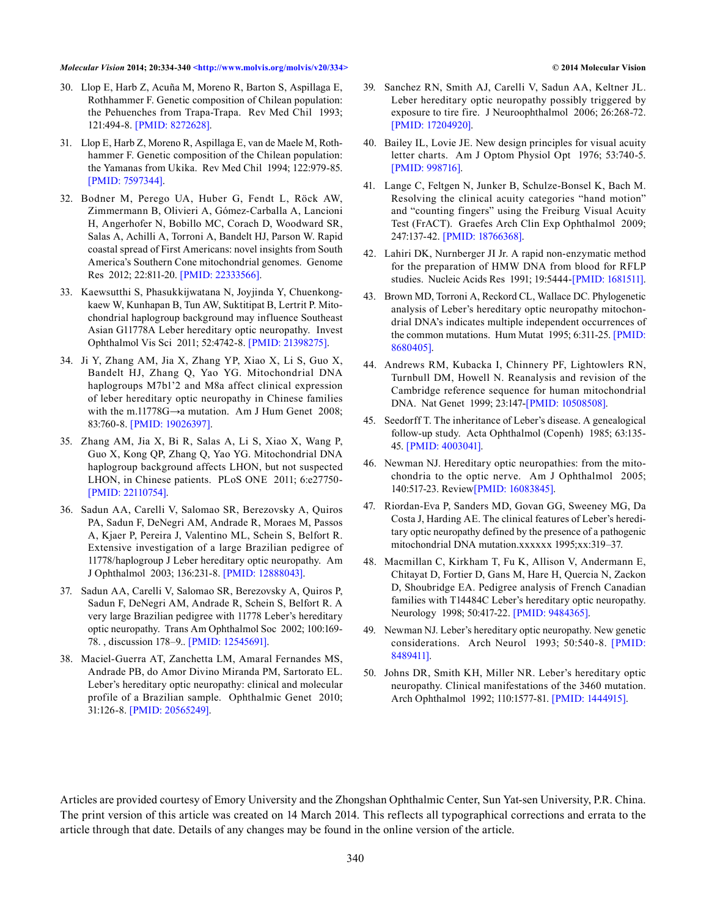30. Llop E, Harb Z, Acuña M, Moreno R, Barton S, Aspillaga E, Rothhammer F. Genetic composition of Chilean population: the Pehuenches from Trapa-Trapa. Rev Med Chil 1993; 121:494-8. [PMID: 8272628].

31. Llop E, Harb Z, Moreno R, Aspillaga E, van de Maele M, Rothhammer F. Genetic composition of the Chilean population: the Yamanas from Ukika. Rev Med Chil 1994; 122:979-85. [PMID: 7597344].

32. Bodner M, Perego UA, Huber G, Fendt L, Röck AW, Zimmermann B, Olivieri A, Gómez-Carballa A, Lancioni H, Angerhofer N, Bobillo MC, Corach D, Woodward SR, Salas A, Achilli A, Torroni A, Bandelt HJ, Parson W. Rapid coastal spread of First Americans: novel insights from South America's Southern Cone mitochondrial genomes. Genome Res 2012; 22:811-20. [PMID: 22333566].

33. Kaewsutthi S, Phasukkijwatana N, Joyjinda Y, Chuenkongkaew W, Kunhapan B, Tun AW, Suktitipat B, Lertrit P. Mitochondrial haplogroup background may influence Southeast Asian G11778A Leber hereditary optic neuropathy. Invest Ophthalmol Vis Sci 2011; 52:4742-8. [PMID: 21398275].

34. Ji Y, Zhang AM, Jia X, Zhang YP, Xiao X, Li S, Guo X, Bandelt HJ, Zhang Q, Yao YG. Mitochondrial DNA haplogroups M7b1'2 and M8a affect clinical expression of leber hereditary optic neuropathy in Chinese families with the m.11778G→a mutation. Am J Hum Genet 2008; 83:760-8. [PMID: 19026397].

35. Zhang AM, Jia X, Bi R, Salas A, Li S, Xiao X, Wang P, Guo X, Kong QP, Zhang Q, Yao YG. Mitochondrial DNA haplogroup background affects LHON, but not suspected LHON, in Chinese patients. PLoS ONE 2011; 6:e27750- [PMID: 22110754].

36. Sadun AA, Carelli V, Salomao SR, Berezovsky A, Quiros PA, Sadun F, DeNegri AM, Andrade R, Moraes M, Passos A, Kjaer P, Pereira J, Valentino ML, Schein S, Belfort R. Extensive investigation of a large Brazilian pedigree of 11778/haplogroup J Leber hereditary optic neuropathy. Am J Ophthalmol 2003; 136:231-8. [PMID: 12888043].

37. Sadun AA, Carelli V, Salomao SR, Berezovsky A, Quiros P, Sadun F, DeNegri AM, Andrade R, Schein S, Belfort R. A very large Brazilian pedigree with 11778 Leber's hereditary optic neuropathy. Trans Am Ophthalmol Soc 2002; 100:169-78. , discussion 178–9.. [PMID: 12545691].

38. Maciel-Guerra AT, Zanchetta LM, Amaral Fernandes MS, Andrade PB, do Amor Divino Miranda PM, Sartorato EL. Leber's hereditary optic neuropathy: clinical and molecular profile of a Brazilian sample. Ophthalmic Genet 2010; 31:126-8. [PMID: 20565249].

39. Sanchez RN, Smith AJ, Carelli V, Sadun AA, Keltner JL. Leber hereditary optic neuropathy possibly triggered by exposure to tire fire. J Neuroophthalmol 2006; 26:268-72. [PMID: 17204920].

40. Bailey IL, Lovie JE. New design principles for visual acuity letter charts. Am J Optom Physiol Opt 1976; 53:740-5. [PMID: 998716].

41. Lange C, Feltgen N, Junker B, Schulze-Bonsel K, Bach M. Resolving the clinical acuity categories "hand motion" and "counting fingers" using the Freiburg Visual Acuity Test (FrACT). Graefes Arch Clin Exp Ophthalmol 2009; 247:137-42. [PMID: 18766368].

42. Lahiri DK, Nurnberger JI Jr. A rapid non-enzymatic method for the preparation of HMW DNA from blood for RFLP studies. Nucleic Acids Res 1991; 19:5444-[PMID: 1681511].

43. Brown MD, Torroni A, Reckord CL, Wallace DC. Phylogenetic analysis of Leber's hereditary optic neuropathy mitochondrial DNA's indicates multiple independent occurrences of the common mutations. Hum Mutat 1995; 6:311-25. [PMID: 8680405].

44. Andrews RM, Kubacka I, Chinnery PF, Lightowlers RN, Turnbull DM, Howell N. Reanalysis and revision of the Cambridge reference sequence for human mitochondrial DNA. Nat Genet 1999; 23:147-[PMID: 10508508].

45. Seedorff T. The inheritance of Leber's disease. A genealogical follow-up study. Acta Ophthalmol (Copenh) 1985; 63:135-45. [PMID: 4003041].

46. Newman NJ. Hereditary optic neuropathies: from the mitochondria to the optic nerve. Am J Ophthalmol 2005; 140:517-23. Review[PMID: 16083845].

47. Riordan-Eva P, Sanders MD, Govan GG, Sweeney MG, Da Costa J, Harding AE. The clinical features of Leber's hereditary optic neuropathy defined by the presence of a pathogenic mitochondrial DNA mutation.xxxxxx 1995;xx:319–37.

48. Macmillan C, Kirkham T, Fu K, Allison V, Andermann E, Chitayat D, Fortier D, Gans M, Hare H, Quercia N, Zackon D, Shoubridge EA. Pedigree analysis of French Canadian families with T14484C Leber's hereditary optic neuropathy. Neurology 1998; 50:417-22. [PMID: 9484365].

49. Newman NJ. Leber's hereditary optic neuropathy. New genetic considerations. Arch Neurol 1993; 50:540-8. [PMID: 8489411].

50. Johns DR, Smith KH, Miller NR. Leber's hereditary optic neuropathy. Clinical manifestations of the 3460 mutation. Arch Ophthalmol 1992; 110:1577-81. [PMID: 1444915].

Articles are provided courtesy of Emory University and the Zhongshan Ophthalmic Center, Sun Yat-sen University, P.R. China. The print version of this article was created on 14 March 2014. This reflects all typographical corrections and errata to the article through that date. Details of any changes may be found in the online version of the article.